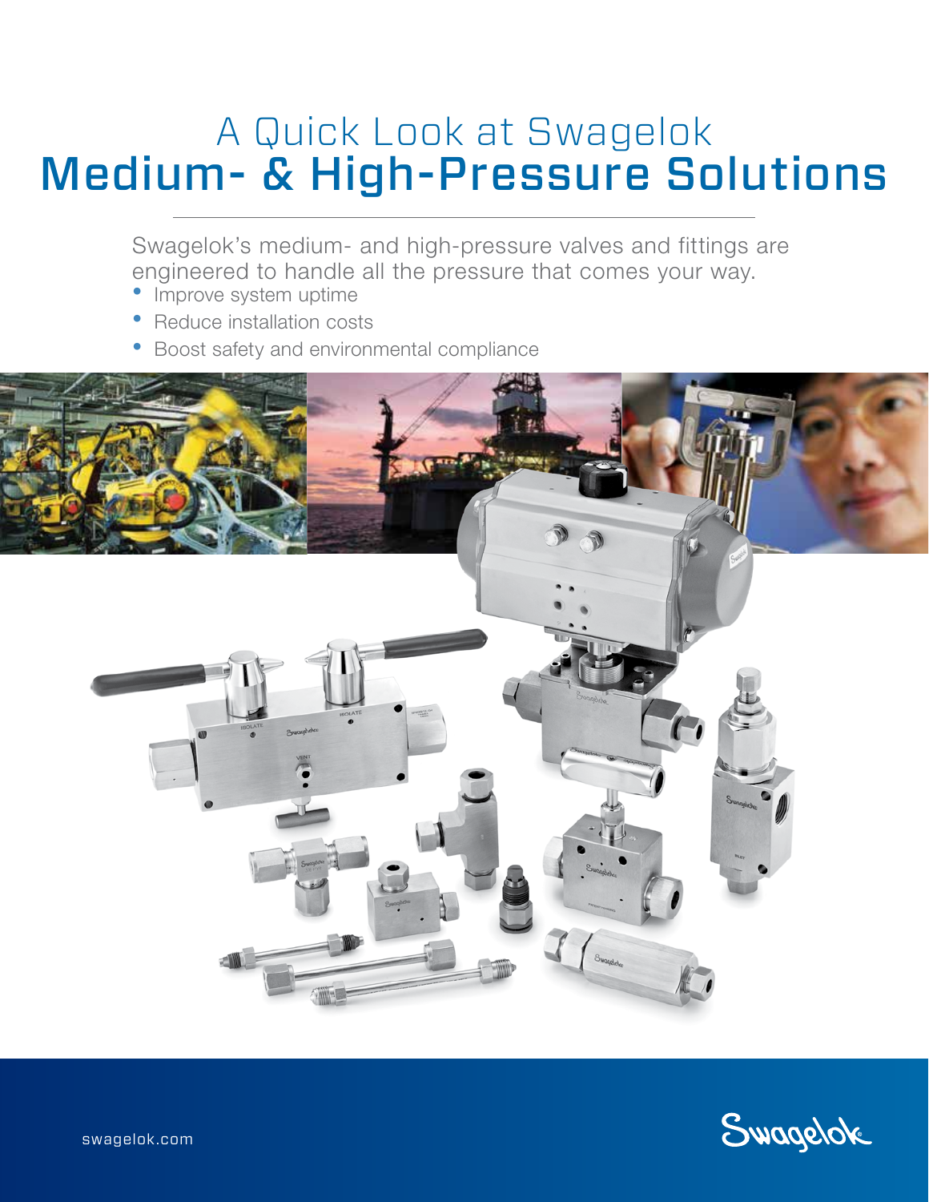# A Quick Look at Swagelok
# Medium- & High-Pressure Solutions

Swagelok's medium- and high-pressure valves and fittings are engineered to handle all the pressure that comes your way.

- Improve system uptime
- Reduce installation costs
- Boost safety and environmental compliance

swagelok.com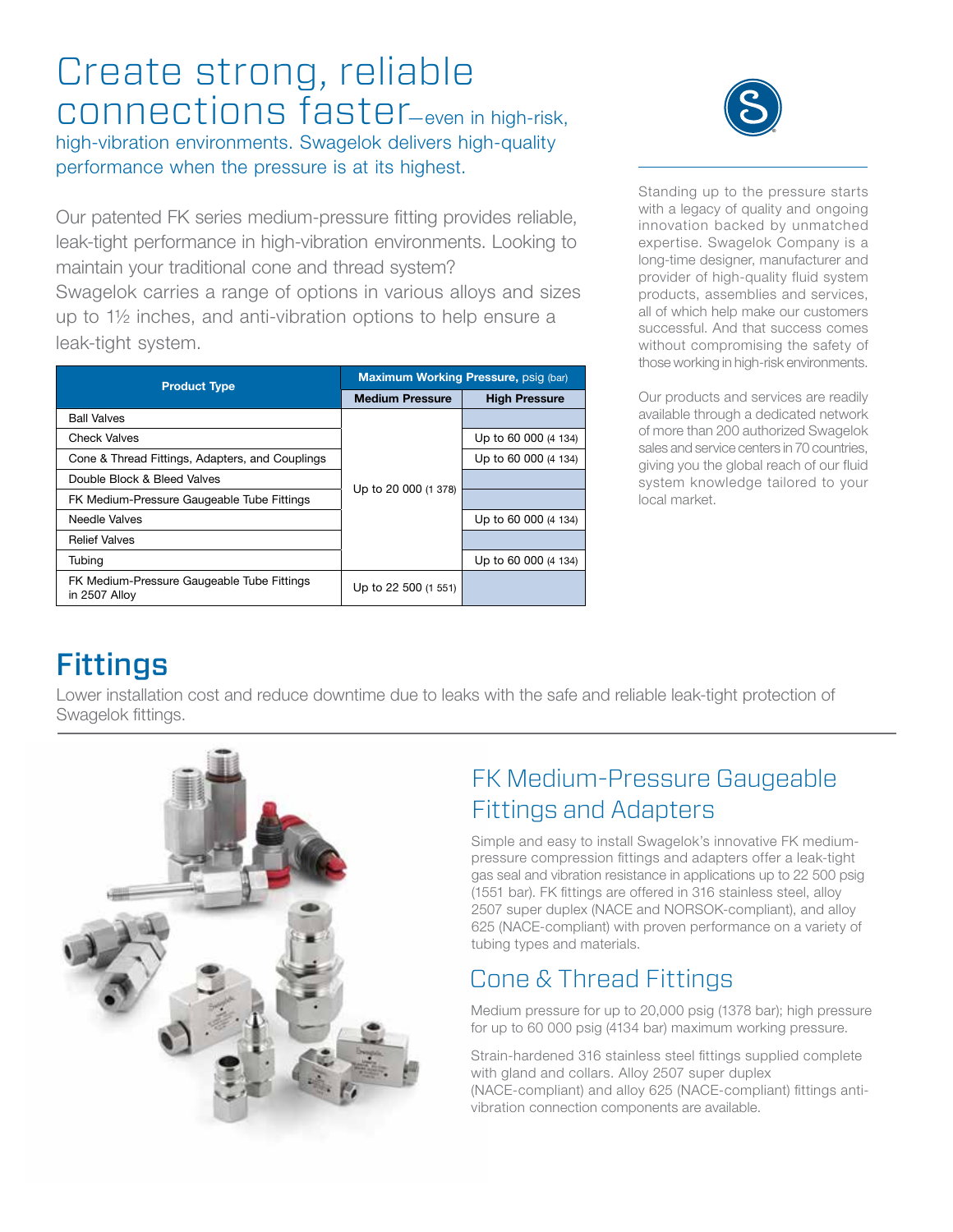# Create strong, reliable connections faster—even in high-risk, high-vibration environments. Swagelok delivers high-quality performance when the pressure is at its highest.

Our patented FK series medium-pressure fitting provides reliable, leak-tight performance in high-vibration environments. Looking to maintain your traditional cone and thread system? Swagelok carries a range of options in various alloys and sizes up to 1½ inches, and anti-vibration options to help ensure a leak-tight system.

| Product Type | Maximum Working Pressure, psig (bar) | |
|---|---|---|
| | Medium Pressure | High Pressure |
| Ball Valves | Up to 20 000 (1 378) | |
| Check Valves | Up to 20 000 (1 378) | Up to 60 000 (4 134) |
| Cone & Thread Fittings, Adapters, and Couplings | Up to 20 000 (1 378) | Up to 60 000 (4 134) |
| Double Block & Bleed Valves | Up to 20 000 (1 378) | |
| FK Medium-Pressure Gaugeable Tube Fittings | Up to 20 000 (1 378) | |
| Needle Valves | Up to 20 000 (1 378) | Up to 60 000 (4 134) |
| Relief Valves | Up to 20 000 (1 378) | |
| Tubing | Up to 20 000 (1 378) | Up to 60 000 (4 134) |
| FK Medium-Pressure Gaugeable Tube Fittings in 2507 Alloy | Up to 22 500 (1 551) | |

Standing up to the pressure starts with a legacy of quality and ongoing innovation backed by unmatched expertise. Swagelok Company is a long-time designer, manufacturer and provider of high-quality fluid system products, assemblies and services, all of which help make our customers successful. And that success comes without compromising the safety of those working in high-risk environments.

Our products and services are readily available through a dedicated network of more than 200 authorized Swagelok sales and service centers in 70 countries, giving you the global reach of our fluid system knowledge tailored to your local market.

## Fittings

Lower installation cost and reduce downtime due to leaks with the safe and reliable leak-tight protection of Swagelok fittings.

### FK Medium-Pressure Gaugeable Fittings and Adapters

Simple and easy to install Swagelok's innovative FK medium-pressure compression fittings and adapters offer a leak-tight gas seal and vibration resistance in applications up to 22 500 psig (1551 bar). FK fittings are offered in 316 stainless steel, alloy 2507 super duplex (NACE and NORSOK-compliant), and alloy 625 (NACE-compliant) with proven performance on a variety of tubing types and materials.

### Cone & Thread Fittings

Medium pressure for up to 20,000 psig (1378 bar); high pressure for up to 60 000 psig (4134 bar) maximum working pressure.

Strain-hardened 316 stainless steel fittings supplied complete with gland and collars. Alloy 2507 super duplex (NACE-compliant) and alloy 625 (NACE-compliant) fittings anti-vibration connection components are available.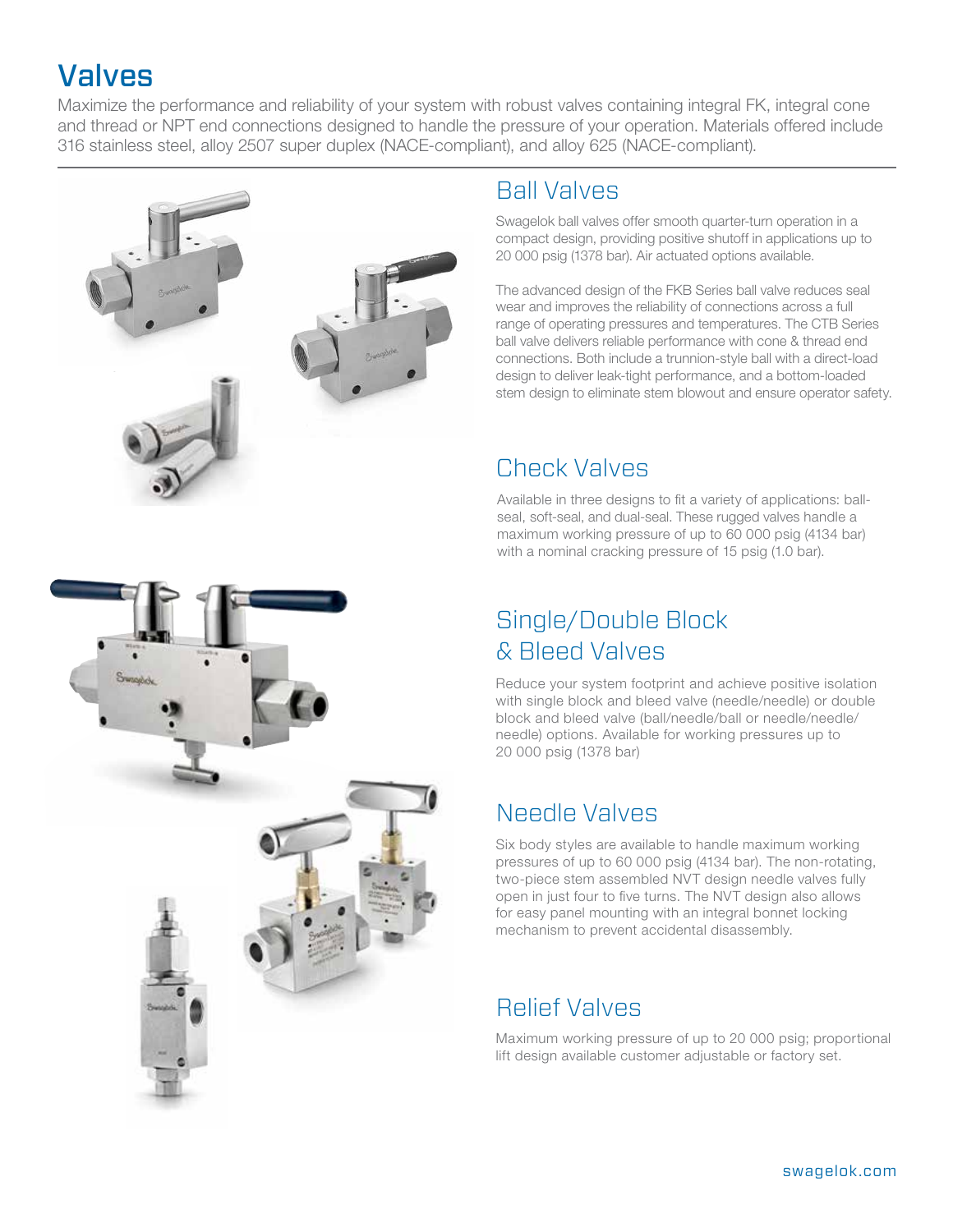# Valves

Maximize the performance and reliability of your system with robust valves containing integral FK, integral cone and thread or NPT end connections designed to handle the pressure of your operation. Materials offered include 316 stainless steel, alloy 2507 super duplex (NACE-compliant), and alloy 625 (NACE-compliant).

## Ball Valves

Swagelok ball valves offer smooth quarter-turn operation in a compact design, providing positive shutoff in applications up to 20 000 psig (1378 bar). Air actuated options available.

The advanced design of the FKB Series ball valve reduces seal wear and improves the reliability of connections across a full range of operating pressures and temperatures. The CTB Series ball valve delivers reliable performance with cone & thread end connections. Both include a trunnion-style ball with a direct-load design to deliver leak-tight performance, and a bottom-loaded stem design to eliminate stem blowout and ensure operator safety.

## Check Valves

Available in three designs to fit a variety of applications: ball-seal, soft-seal, and dual-seal. These rugged valves handle a maximum working pressure of up to 60 000 psig (4134 bar) with a nominal cracking pressure of 15 psig (1.0 bar).

## Single/Double Block & Bleed Valves

Reduce your system footprint and achieve positive isolation with single block and bleed valve (needle/needle) or double block and bleed valve (ball/needle/ball or needle/needle/needle) options. Available for working pressures up to 20 000 psig (1378 bar)

## Needle Valves

Six body styles are available to handle maximum working pressures of up to 60 000 psig (4134 bar). The non-rotating, two-piece stem assembled NVT design needle valves fully open in just four to five turns. The NVT design also allows for easy panel mounting with an integral bonnet locking mechanism to prevent accidental disassembly.

## Relief Valves

Maximum working pressure of up to 20 000 psig; proportional lift design available customer adjustable or factory set.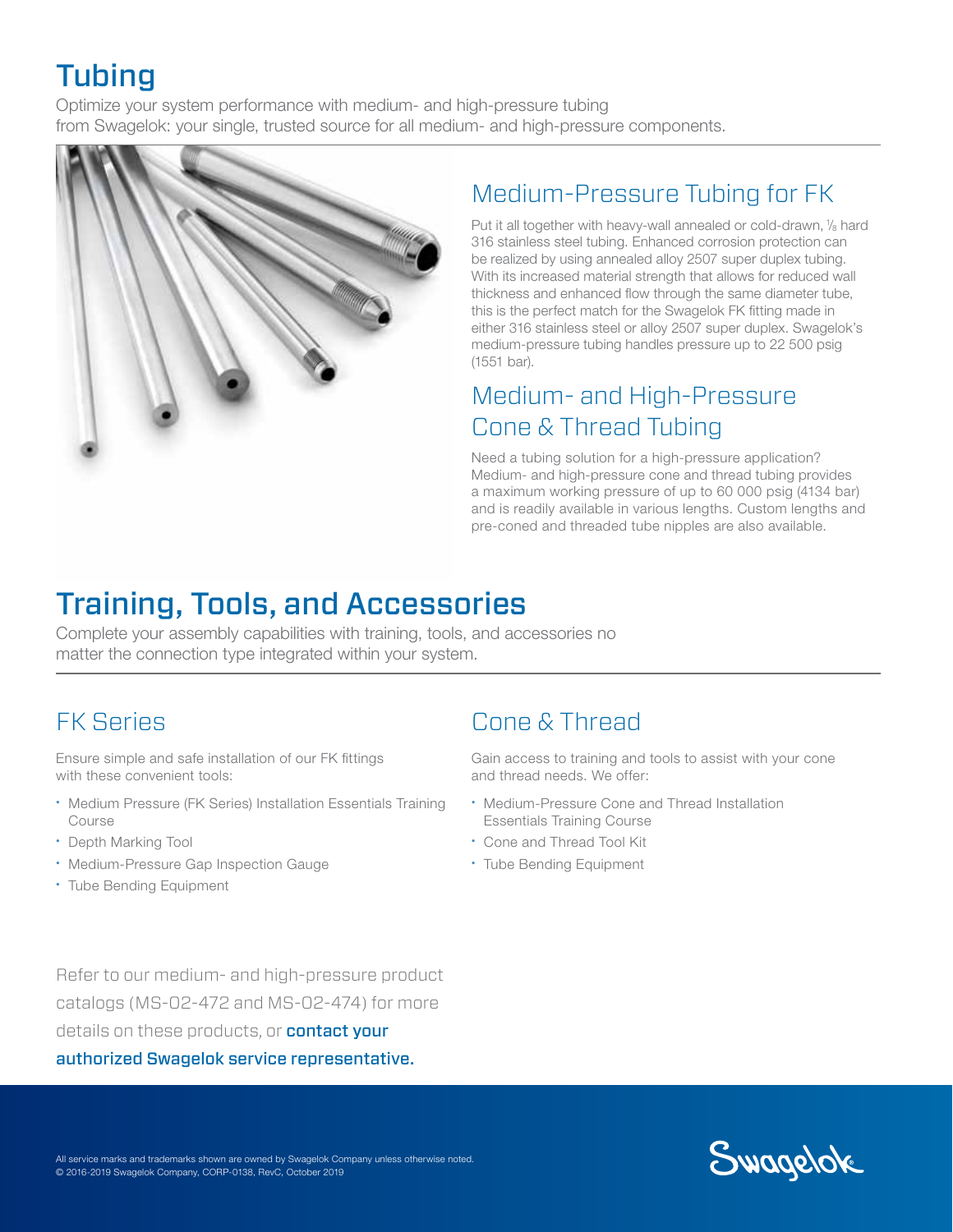# Tubing

Optimize your system performance with medium- and high-pressure tubing from Swagelok: your single, trusted source for all medium- and high-pressure components.

## Medium-Pressure Tubing for FK

Put it all together with heavy-wall annealed or cold-drawn, ⅛ hard 316 stainless steel tubing. Enhanced corrosion protection can be realized by using annealed alloy 2507 super duplex tubing. With its increased material strength that allows for reduced wall thickness and enhanced flow through the same diameter tube, this is the perfect match for the Swagelok FK fitting made in either 316 stainless steel or alloy 2507 super duplex. Swagelok's medium-pressure tubing handles pressure up to 22 500 psig (1551 bar).

## Medium- and High-Pressure Cone & Thread Tubing

Need a tubing solution for a high-pressure application? Medium- and high-pressure cone and thread tubing provides a maximum working pressure of up to 60 000 psig (4134 bar) and is readily available in various lengths. Custom lengths and pre-coned and threaded tube nipples are also available.

# Training, Tools, and Accessories

Complete your assembly capabilities with training, tools, and accessories no matter the connection type integrated within your system.

## FK Series

Ensure simple and safe installation of our FK fittings with these convenient tools:

- Medium Pressure (FK Series) Installation Essentials Training Course
- Depth Marking Tool
- Medium-Pressure Gap Inspection Gauge
- Tube Bending Equipment

## Cone & Thread

Gain access to training and tools to assist with your cone and thread needs. We offer:

- Medium-Pressure Cone and Thread Installation Essentials Training Course
- Cone and Thread Tool Kit
- Tube Bending Equipment

Refer to our medium- and high-pressure product catalogs (MS-02-472 and MS-02-474) for more details on these products, or **contact your authorized Swagelok service representative.**

All service marks and trademarks shown are owned by Swagelok Company unless otherwise noted.
© 2016-2019 Swagelok Company, CORP-0138, RevC, October 2019